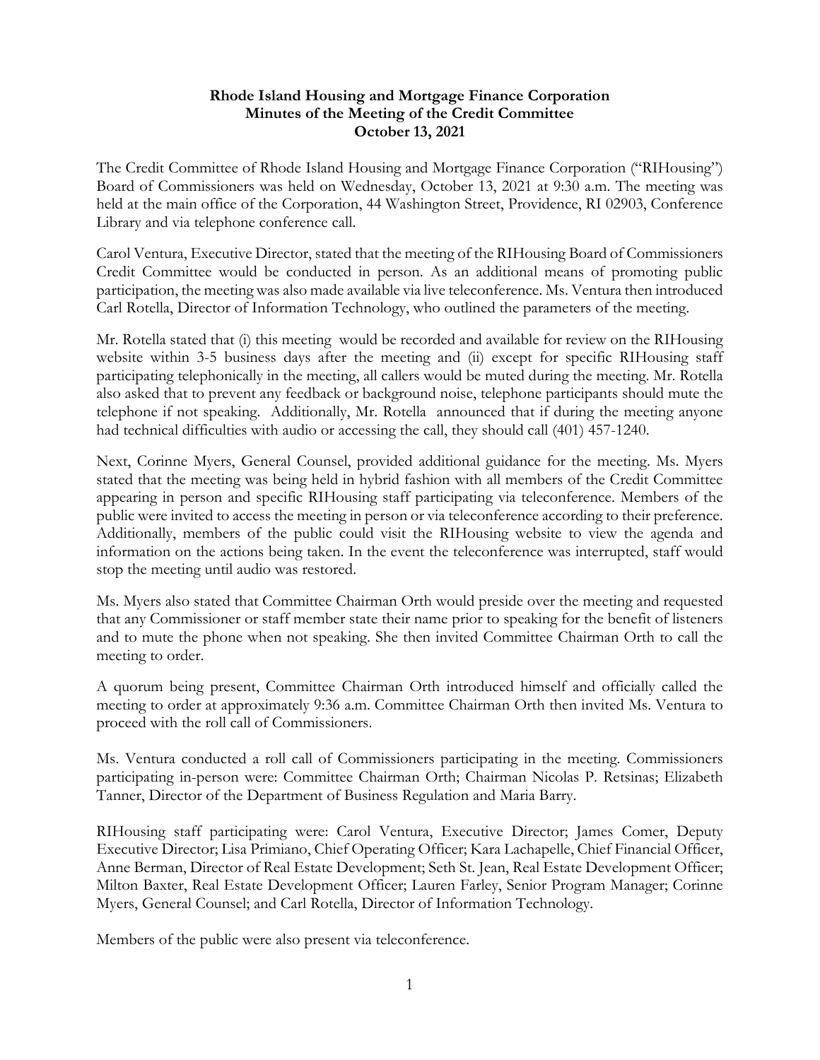**Rhode Island Housing and Mortgage Finance Corporation**
**Minutes of the Meeting of the Credit Committee**
**October 13, 2021**

The Credit Committee of Rhode Island Housing and Mortgage Finance Corporation ("RIHousing") Board of Commissioners was held on Wednesday, October 13, 2021 at 9:30 a.m. The meeting was held at the main office of the Corporation, 44 Washington Street, Providence, RI 02903, Conference Library and via telephone conference call.

Carol Ventura, Executive Director, stated that the meeting of the RIHousing Board of Commissioners Credit Committee would be conducted in person. As an additional means of promoting public participation, the meeting was also made available via live teleconference. Ms. Ventura then introduced Carl Rotella, Director of Information Technology, who outlined the parameters of the meeting.

Mr. Rotella stated that (i) this meeting would be recorded and available for review on the RIHousing website within 3-5 business days after the meeting and (ii) except for specific RIHousing staff participating telephonically in the meeting, all callers would be muted during the meeting. Mr. Rotella also asked that to prevent any feedback or background noise, telephone participants should mute the telephone if not speaking. Additionally, Mr. Rotella announced that if during the meeting anyone had technical difficulties with audio or accessing the call, they should call (401) 457-1240.

Next, Corinne Myers, General Counsel, provided additional guidance for the meeting. Ms. Myers stated that the meeting was being held in hybrid fashion with all members of the Credit Committee appearing in person and specific RIHousing staff participating via teleconference. Members of the public were invited to access the meeting in person or via teleconference according to their preference. Additionally, members of the public could visit the RIHousing website to view the agenda and information on the actions being taken. In the event the teleconference was interrupted, staff would stop the meeting until audio was restored.

Ms. Myers also stated that Committee Chairman Orth would preside over the meeting and requested that any Commissioner or staff member state their name prior to speaking for the benefit of listeners and to mute the phone when not speaking. She then invited Committee Chairman Orth to call the meeting to order.

A quorum being present, Committee Chairman Orth introduced himself and officially called the meeting to order at approximately 9:36 a.m. Committee Chairman Orth then invited Ms. Ventura to proceed with the roll call of Commissioners.

Ms. Ventura conducted a roll call of Commissioners participating in the meeting. Commissioners participating in-person were: Committee Chairman Orth; Chairman Nicolas P. Retsinas; Elizabeth Tanner, Director of the Department of Business Regulation and Maria Barry.

RIHousing staff participating were: Carol Ventura, Executive Director; James Comer, Deputy Executive Director; Lisa Primiano, Chief Operating Officer; Kara Lachapelle, Chief Financial Officer, Anne Berman, Director of Real Estate Development; Seth St. Jean, Real Estate Development Officer; Milton Baxter, Real Estate Development Officer; Lauren Farley, Senior Program Manager; Corinne Myers, General Counsel; and Carl Rotella, Director of Information Technology.

Members of the public were also present via teleconference.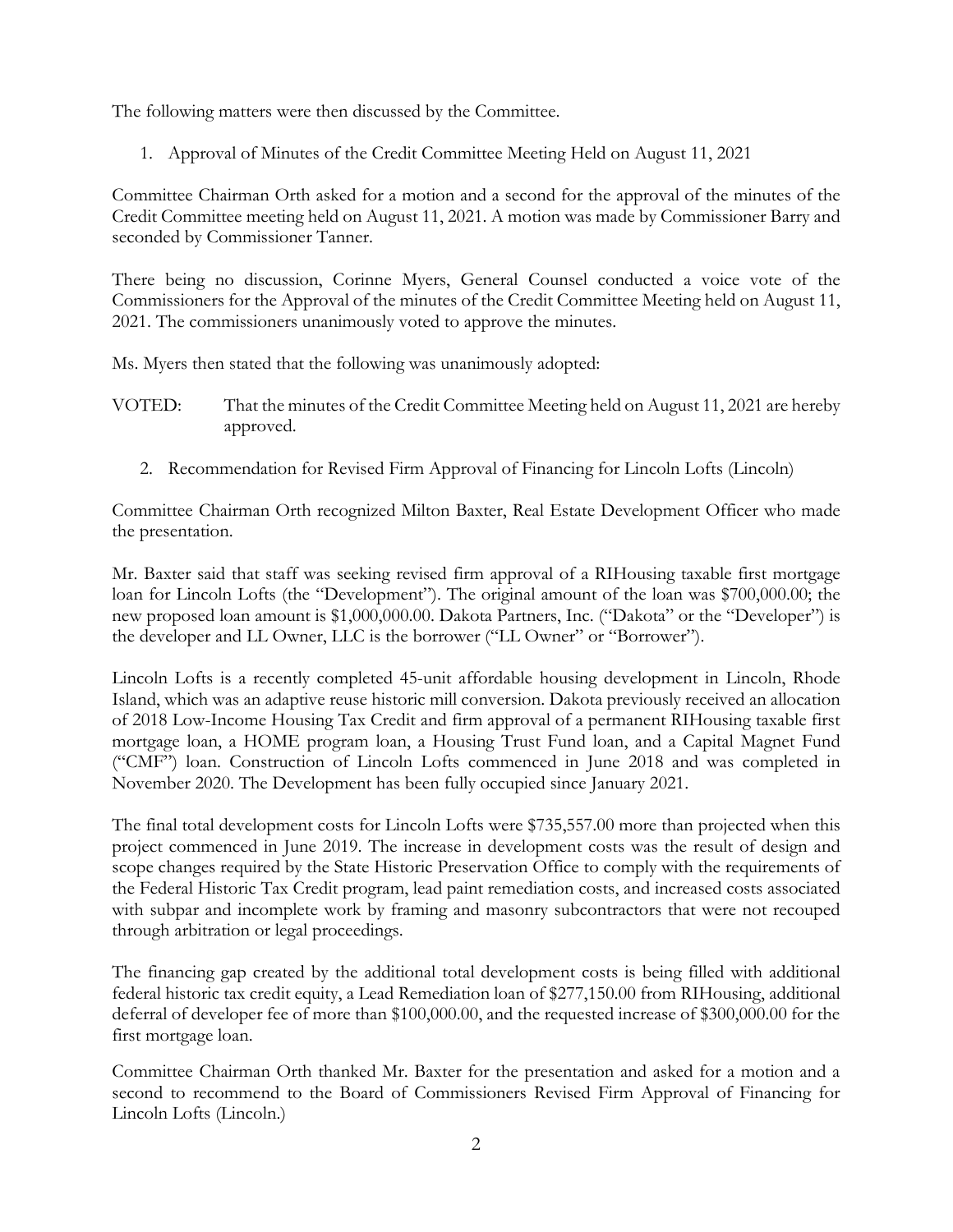The following matters were then discussed by the Committee.

1. Approval of Minutes of the Credit Committee Meeting Held on August 11, 2021

Committee Chairman Orth asked for a motion and a second for the approval of the minutes of the Credit Committee meeting held on August 11, 2021. A motion was made by Commissioner Barry and seconded by Commissioner Tanner.

There being no discussion, Corinne Myers, General Counsel conducted a voice vote of the Commissioners for the Approval of the minutes of the Credit Committee Meeting held on August 11, 2021. The commissioners unanimously voted to approve the minutes.

Ms. Myers then stated that the following was unanimously adopted:

VOTED: That the minutes of the Credit Committee Meeting held on August 11, 2021 are hereby approved.

2. Recommendation for Revised Firm Approval of Financing for Lincoln Lofts (Lincoln)

Committee Chairman Orth recognized Milton Baxter, Real Estate Development Officer who made the presentation.

Mr. Baxter said that staff was seeking revised firm approval of a RIHousing taxable first mortgage loan for Lincoln Lofts (the "Development"). The original amount of the loan was $700,000.00; the new proposed loan amount is $1,000,000.00. Dakota Partners, Inc. ("Dakota" or the "Developer") is the developer and LL Owner, LLC is the borrower ("LL Owner" or "Borrower").

Lincoln Lofts is a recently completed 45-unit affordable housing development in Lincoln, Rhode Island, which was an adaptive reuse historic mill conversion. Dakota previously received an allocation of 2018 Low-Income Housing Tax Credit and firm approval of a permanent RIHousing taxable first mortgage loan, a HOME program loan, a Housing Trust Fund loan, and a Capital Magnet Fund ("CMF") loan. Construction of Lincoln Lofts commenced in June 2018 and was completed in November 2020. The Development has been fully occupied since January 2021.

The final total development costs for Lincoln Lofts were $735,557.00 more than projected when this project commenced in June 2019. The increase in development costs was the result of design and scope changes required by the State Historic Preservation Office to comply with the requirements of the Federal Historic Tax Credit program, lead paint remediation costs, and increased costs associated with subpar and incomplete work by framing and masonry subcontractors that were not recouped through arbitration or legal proceedings.

The financing gap created by the additional total development costs is being filled with additional federal historic tax credit equity, a Lead Remediation loan of $277,150.00 from RIHousing, additional deferral of developer fee of more than $100,000.00, and the requested increase of $300,000.00 for the first mortgage loan.

Committee Chairman Orth thanked Mr. Baxter for the presentation and asked for a motion and a second to recommend to the Board of Commissioners Revised Firm Approval of Financing for Lincoln Lofts (Lincoln.)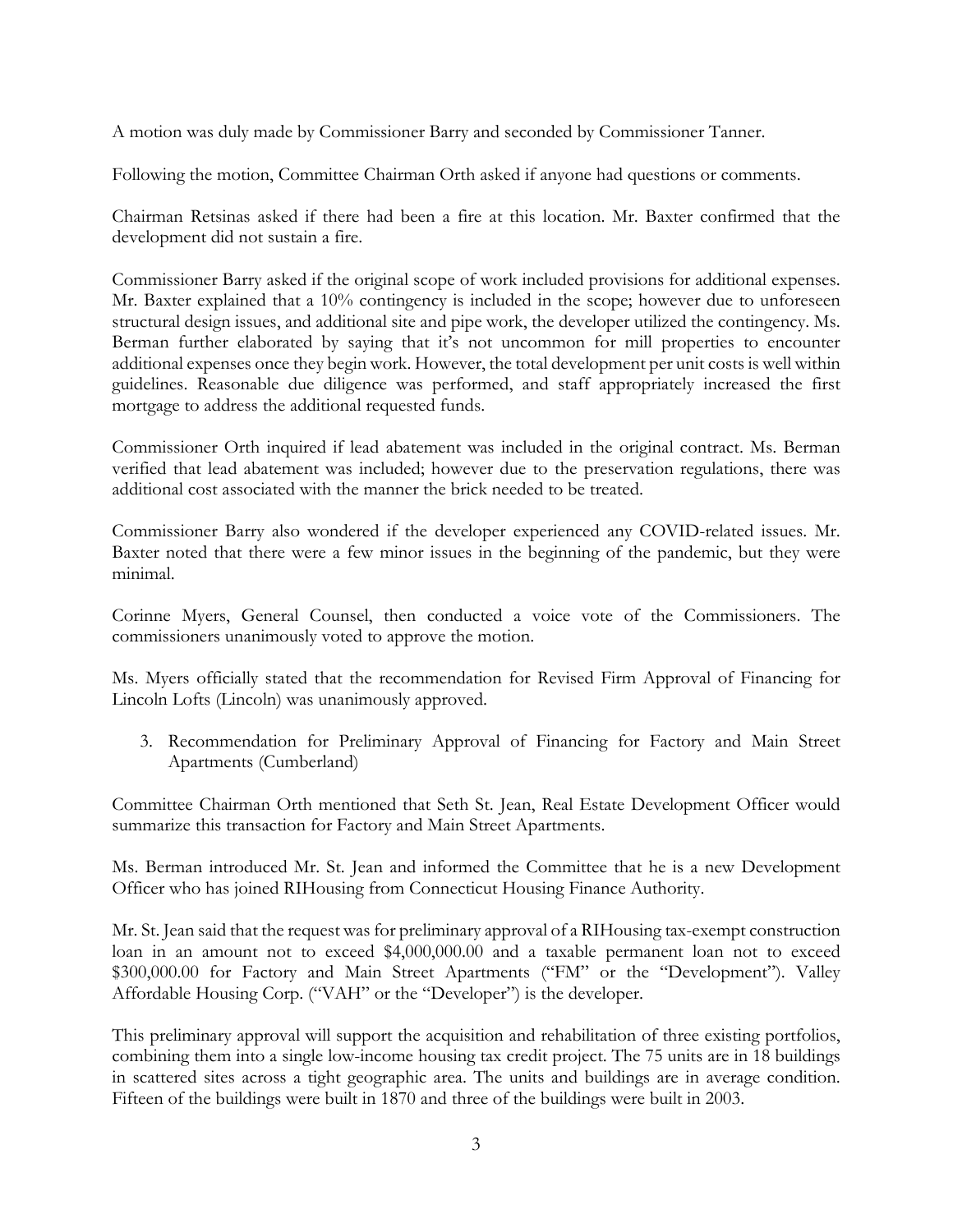A motion was duly made by Commissioner Barry and seconded by Commissioner Tanner.

Following the motion, Committee Chairman Orth asked if anyone had questions or comments.

Chairman Retsinas asked if there had been a fire at this location. Mr. Baxter confirmed that the development did not sustain a fire.

Commissioner Barry asked if the original scope of work included provisions for additional expenses. Mr. Baxter explained that a 10% contingency is included in the scope; however due to unforeseen structural design issues, and additional site and pipe work, the developer utilized the contingency. Ms. Berman further elaborated by saying that it's not uncommon for mill properties to encounter additional expenses once they begin work. However, the total development per unit costs is well within guidelines. Reasonable due diligence was performed, and staff appropriately increased the first mortgage to address the additional requested funds.

Commissioner Orth inquired if lead abatement was included in the original contract. Ms. Berman verified that lead abatement was included; however due to the preservation regulations, there was additional cost associated with the manner the brick needed to be treated.

Commissioner Barry also wondered if the developer experienced any COVID-related issues. Mr. Baxter noted that there were a few minor issues in the beginning of the pandemic, but they were minimal.

Corinne Myers, General Counsel, then conducted a voice vote of the Commissioners. The commissioners unanimously voted to approve the motion.

Ms. Myers officially stated that the recommendation for Revised Firm Approval of Financing for Lincoln Lofts (Lincoln) was unanimously approved.

3. Recommendation for Preliminary Approval of Financing for Factory and Main Street Apartments (Cumberland)

Committee Chairman Orth mentioned that Seth St. Jean, Real Estate Development Officer would summarize this transaction for Factory and Main Street Apartments.

Ms. Berman introduced Mr. St. Jean and informed the Committee that he is a new Development Officer who has joined RIHousing from Connecticut Housing Finance Authority.

Mr. St. Jean said that the request was for preliminary approval of a RIHousing tax-exempt construction loan in an amount not to exceed $4,000,000.00 and a taxable permanent loan not to exceed $300,000.00 for Factory and Main Street Apartments ("FM" or the "Development"). Valley Affordable Housing Corp. ("VAH" or the "Developer") is the developer.

This preliminary approval will support the acquisition and rehabilitation of three existing portfolios, combining them into a single low-income housing tax credit project. The 75 units are in 18 buildings in scattered sites across a tight geographic area. The units and buildings are in average condition. Fifteen of the buildings were built in 1870 and three of the buildings were built in 2003.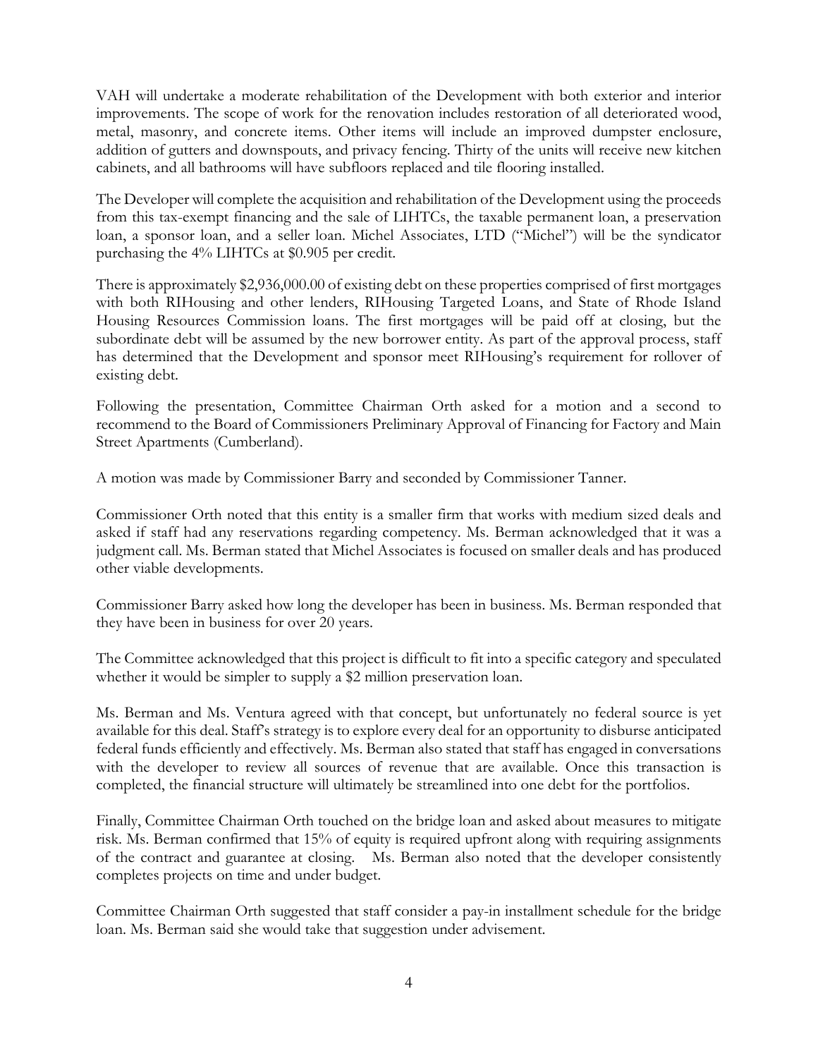VAH will undertake a moderate rehabilitation of the Development with both exterior and interior improvements. The scope of work for the renovation includes restoration of all deteriorated wood, metal, masonry, and concrete items. Other items will include an improved dumpster enclosure, addition of gutters and downspouts, and privacy fencing. Thirty of the units will receive new kitchen cabinets, and all bathrooms will have subfloors replaced and tile flooring installed.

The Developer will complete the acquisition and rehabilitation of the Development using the proceeds from this tax-exempt financing and the sale of LIHTCs, the taxable permanent loan, a preservation loan, a sponsor loan, and a seller loan. Michel Associates, LTD ("Michel") will be the syndicator purchasing the 4% LIHTCs at $0.905 per credit.

There is approximately $2,936,000.00 of existing debt on these properties comprised of first mortgages with both RIHousing and other lenders, RIHousing Targeted Loans, and State of Rhode Island Housing Resources Commission loans. The first mortgages will be paid off at closing, but the subordinate debt will be assumed by the new borrower entity. As part of the approval process, staff has determined that the Development and sponsor meet RIHousing's requirement for rollover of existing debt.

Following the presentation, Committee Chairman Orth asked for a motion and a second to recommend to the Board of Commissioners Preliminary Approval of Financing for Factory and Main Street Apartments (Cumberland).

A motion was made by Commissioner Barry and seconded by Commissioner Tanner.

Commissioner Orth noted that this entity is a smaller firm that works with medium sized deals and asked if staff had any reservations regarding competency. Ms. Berman acknowledged that it was a judgment call. Ms. Berman stated that Michel Associates is focused on smaller deals and has produced other viable developments.

Commissioner Barry asked how long the developer has been in business. Ms. Berman responded that they have been in business for over 20 years.

The Committee acknowledged that this project is difficult to fit into a specific category and speculated whether it would be simpler to supply a $2 million preservation loan.

Ms. Berman and Ms. Ventura agreed with that concept, but unfortunately no federal source is yet available for this deal. Staff's strategy is to explore every deal for an opportunity to disburse anticipated federal funds efficiently and effectively. Ms. Berman also stated that staff has engaged in conversations with the developer to review all sources of revenue that are available. Once this transaction is completed, the financial structure will ultimately be streamlined into one debt for the portfolios.

Finally, Committee Chairman Orth touched on the bridge loan and asked about measures to mitigate risk. Ms. Berman confirmed that 15% of equity is required upfront along with requiring assignments of the contract and guarantee at closing. Ms. Berman also noted that the developer consistently completes projects on time and under budget.

Committee Chairman Orth suggested that staff consider a pay-in installment schedule for the bridge loan. Ms. Berman said she would take that suggestion under advisement.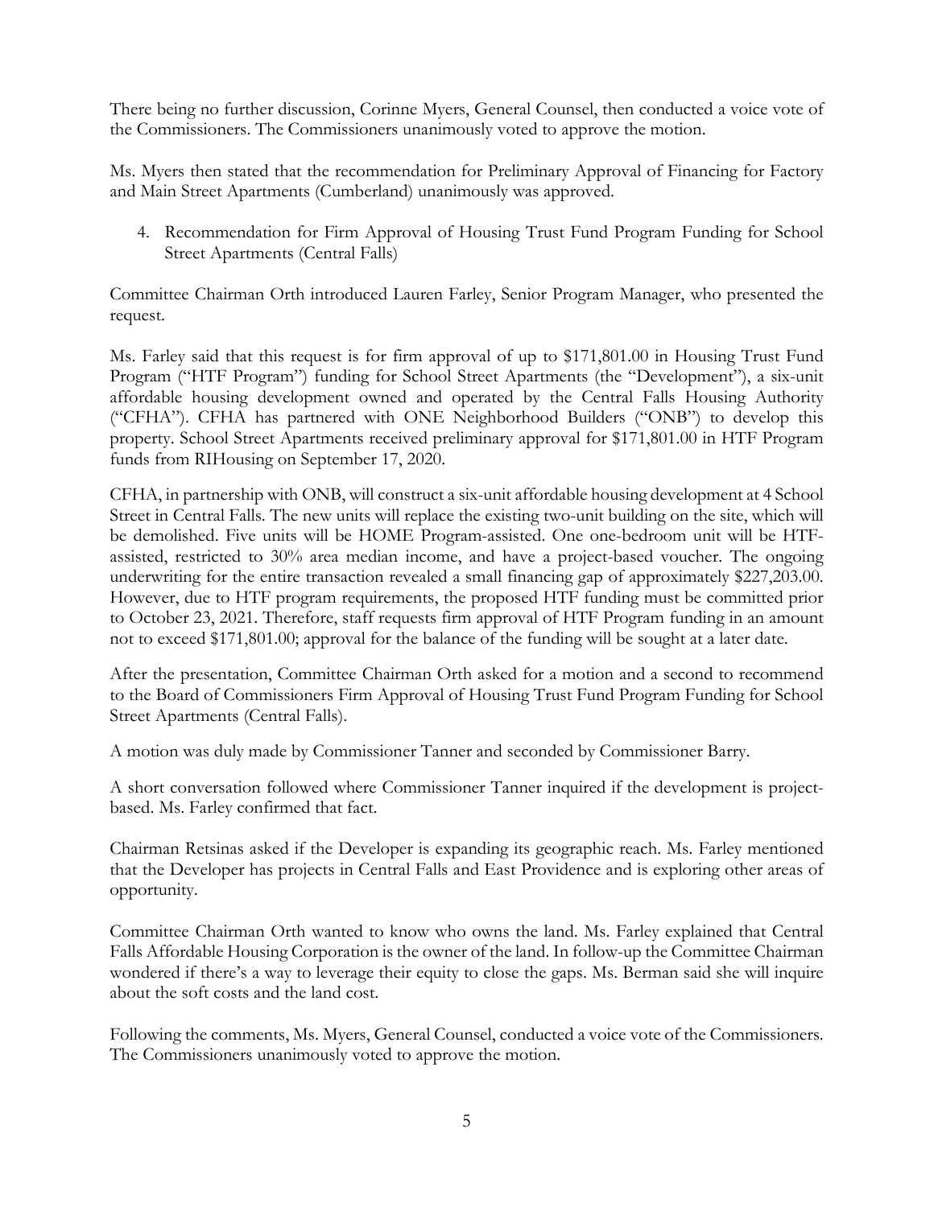There being no further discussion, Corinne Myers, General Counsel, then conducted a voice vote of the Commissioners. The Commissioners unanimously voted to approve the motion.

Ms. Myers then stated that the recommendation for Preliminary Approval of Financing for Factory and Main Street Apartments (Cumberland) unanimously was approved.

4. Recommendation for Firm Approval of Housing Trust Fund Program Funding for School Street Apartments (Central Falls)

Committee Chairman Orth introduced Lauren Farley, Senior Program Manager, who presented the request.

Ms. Farley said that this request is for firm approval of up to $171,801.00 in Housing Trust Fund Program ("HTF Program") funding for School Street Apartments (the "Development"), a six-unit affordable housing development owned and operated by the Central Falls Housing Authority ("CFHA"). CFHA has partnered with ONE Neighborhood Builders ("ONB") to develop this property. School Street Apartments received preliminary approval for $171,801.00 in HTF Program funds from RIHousing on September 17, 2020.

CFHA, in partnership with ONB, will construct a six-unit affordable housing development at 4 School Street in Central Falls. The new units will replace the existing two-unit building on the site, which will be demolished. Five units will be HOME Program-assisted. One one-bedroom unit will be HTF-assisted, restricted to 30% area median income, and have a project-based voucher. The ongoing underwriting for the entire transaction revealed a small financing gap of approximately $227,203.00. However, due to HTF program requirements, the proposed HTF funding must be committed prior to October 23, 2021. Therefore, staff requests firm approval of HTF Program funding in an amount not to exceed $171,801.00; approval for the balance of the funding will be sought at a later date.

After the presentation, Committee Chairman Orth asked for a motion and a second to recommend to the Board of Commissioners Firm Approval of Housing Trust Fund Program Funding for School Street Apartments (Central Falls).

A motion was duly made by Commissioner Tanner and seconded by Commissioner Barry.

A short conversation followed where Commissioner Tanner inquired if the development is project-based. Ms. Farley confirmed that fact.

Chairman Retsinas asked if the Developer is expanding its geographic reach. Ms. Farley mentioned that the Developer has projects in Central Falls and East Providence and is exploring other areas of opportunity.

Committee Chairman Orth wanted to know who owns the land. Ms. Farley explained that Central Falls Affordable Housing Corporation is the owner of the land. In follow-up the Committee Chairman wondered if there's a way to leverage their equity to close the gaps. Ms. Berman said she will inquire about the soft costs and the land cost.

Following the comments, Ms. Myers, General Counsel, conducted a voice vote of the Commissioners. The Commissioners unanimously voted to approve the motion.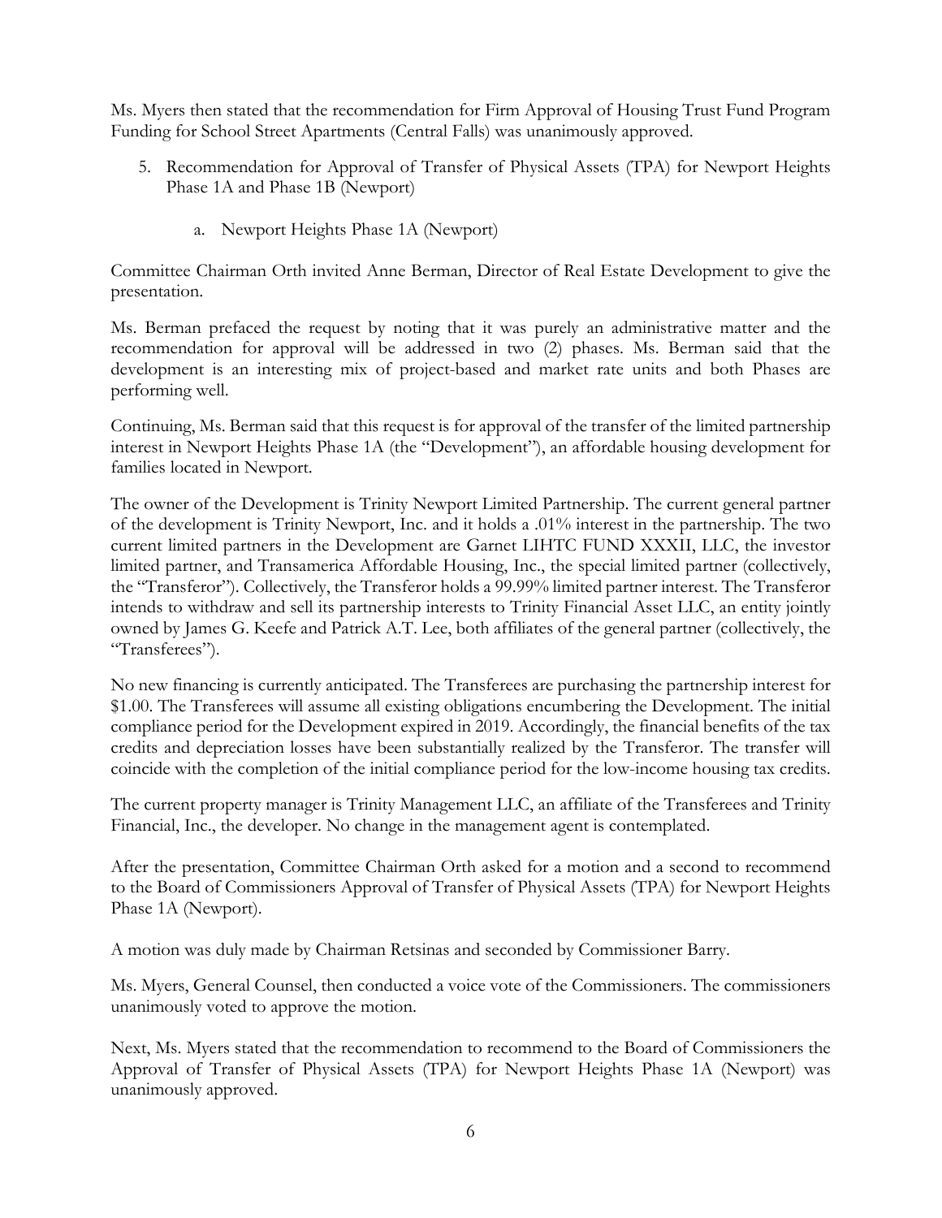Ms. Myers then stated that the recommendation for Firm Approval of Housing Trust Fund Program Funding for School Street Apartments (Central Falls) was unanimously approved.

5. Recommendation for Approval of Transfer of Physical Assets (TPA) for Newport Heights Phase 1A and Phase 1B (Newport)

    a. Newport Heights Phase 1A (Newport)

Committee Chairman Orth invited Anne Berman, Director of Real Estate Development to give the presentation.

Ms. Berman prefaced the request by noting that it was purely an administrative matter and the recommendation for approval will be addressed in two (2) phases. Ms. Berman said that the development is an interesting mix of project-based and market rate units and both Phases are performing well.

Continuing, Ms. Berman said that this request is for approval of the transfer of the limited partnership interest in Newport Heights Phase 1A (the "Development"), an affordable housing development for families located in Newport.

The owner of the Development is Trinity Newport Limited Partnership. The current general partner of the development is Trinity Newport, Inc. and it holds a .01% interest in the partnership. The two current limited partners in the Development are Garnet LIHTC FUND XXXII, LLC, the investor limited partner, and Transamerica Affordable Housing, Inc., the special limited partner (collectively, the "Transferor"). Collectively, the Transferor holds a 99.99% limited partner interest. The Transferor intends to withdraw and sell its partnership interests to Trinity Financial Asset LLC, an entity jointly owned by James G. Keefe and Patrick A.T. Lee, both affiliates of the general partner (collectively, the "Transferees").

No new financing is currently anticipated. The Transferees are purchasing the partnership interest for $1.00. The Transferees will assume all existing obligations encumbering the Development. The initial compliance period for the Development expired in 2019. Accordingly, the financial benefits of the tax credits and depreciation losses have been substantially realized by the Transferor. The transfer will coincide with the completion of the initial compliance period for the low-income housing tax credits.

The current property manager is Trinity Management LLC, an affiliate of the Transferees and Trinity Financial, Inc., the developer. No change in the management agent is contemplated.

After the presentation, Committee Chairman Orth asked for a motion and a second to recommend to the Board of Commissioners Approval of Transfer of Physical Assets (TPA) for Newport Heights Phase 1A (Newport).

A motion was duly made by Chairman Retsinas and seconded by Commissioner Barry.

Ms. Myers, General Counsel, then conducted a voice vote of the Commissioners. The commissioners unanimously voted to approve the motion.

Next, Ms. Myers stated that the recommendation to recommend to the Board of Commissioners the Approval of Transfer of Physical Assets (TPA) for Newport Heights Phase 1A (Newport) was unanimously approved.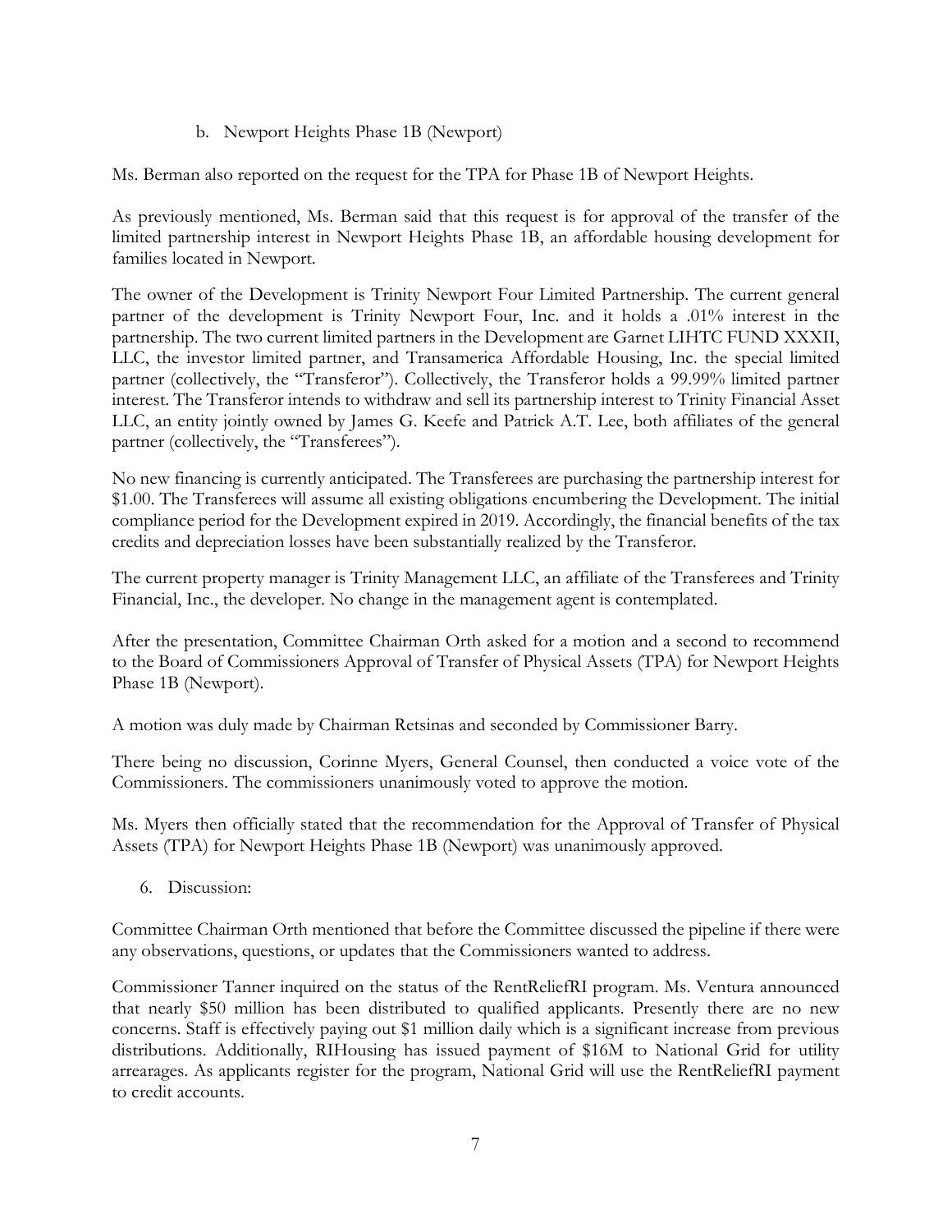b. Newport Heights Phase 1B (Newport)

Ms. Berman also reported on the request for the TPA for Phase 1B of Newport Heights.

As previously mentioned, Ms. Berman said that this request is for approval of the transfer of the limited partnership interest in Newport Heights Phase 1B, an affordable housing development for families located in Newport.

The owner of the Development is Trinity Newport Four Limited Partnership. The current general partner of the development is Trinity Newport Four, Inc. and it holds a .01% interest in the partnership. The two current limited partners in the Development are Garnet LIHTC FUND XXXII, LLC, the investor limited partner, and Transamerica Affordable Housing, Inc. the special limited partner (collectively, the "Transferor"). Collectively, the Transferor holds a 99.99% limited partner interest. The Transferor intends to withdraw and sell its partnership interest to Trinity Financial Asset LLC, an entity jointly owned by James G. Keefe and Patrick A.T. Lee, both affiliates of the general partner (collectively, the "Transferees").

No new financing is currently anticipated. The Transferees are purchasing the partnership interest for $1.00. The Transferees will assume all existing obligations encumbering the Development. The initial compliance period for the Development expired in 2019. Accordingly, the financial benefits of the tax credits and depreciation losses have been substantially realized by the Transferor.

The current property manager is Trinity Management LLC, an affiliate of the Transferees and Trinity Financial, Inc., the developer. No change in the management agent is contemplated.

After the presentation, Committee Chairman Orth asked for a motion and a second to recommend to the Board of Commissioners Approval of Transfer of Physical Assets (TPA) for Newport Heights Phase 1B (Newport).

A motion was duly made by Chairman Retsinas and seconded by Commissioner Barry.

There being no discussion, Corinne Myers, General Counsel, then conducted a voice vote of the Commissioners. The commissioners unanimously voted to approve the motion.

Ms. Myers then officially stated that the recommendation for the Approval of Transfer of Physical Assets (TPA) for Newport Heights Phase 1B (Newport) was unanimously approved.

6. Discussion:

Committee Chairman Orth mentioned that before the Committee discussed the pipeline if there were any observations, questions, or updates that the Commissioners wanted to address.

Commissioner Tanner inquired on the status of the RentReliefRI program. Ms. Ventura announced that nearly $50 million has been distributed to qualified applicants. Presently there are no new concerns. Staff is effectively paying out $1 million daily which is a significant increase from previous distributions. Additionally, RIHousing has issued payment of $16M to National Grid for utility arrearages. As applicants register for the program, National Grid will use the RentReliefRI payment to credit accounts.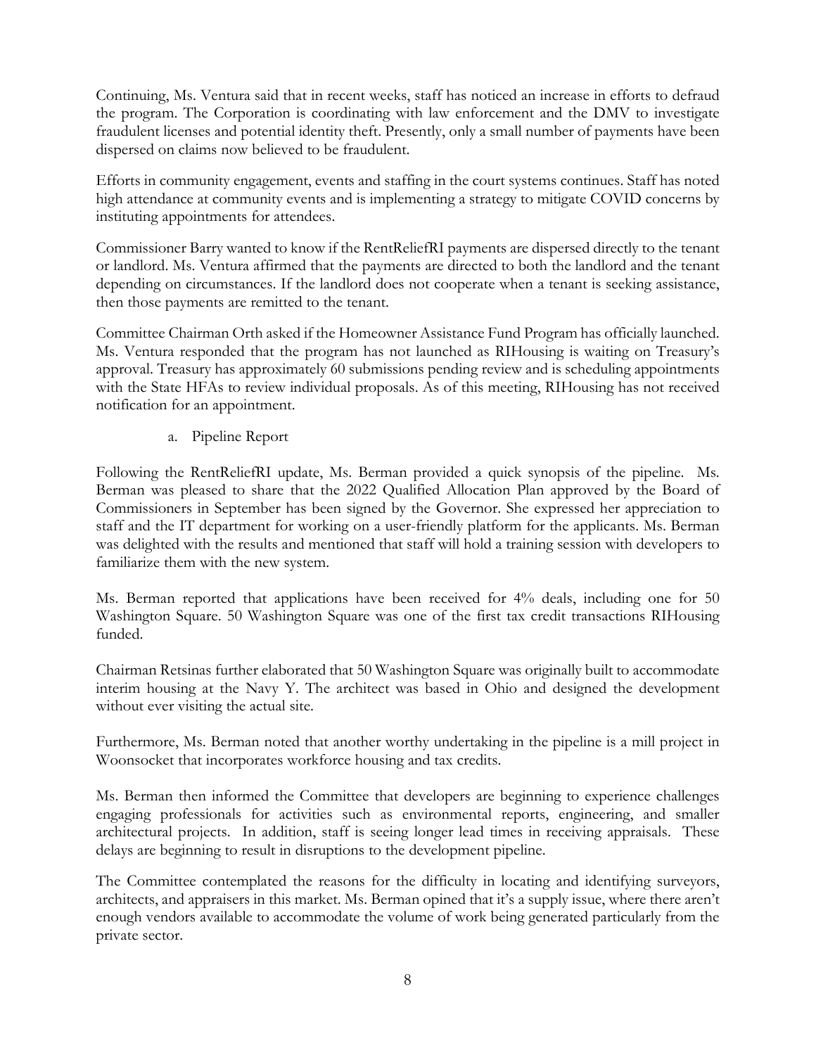Continuing, Ms. Ventura said that in recent weeks, staff has noticed an increase in efforts to defraud the program. The Corporation is coordinating with law enforcement and the DMV to investigate fraudulent licenses and potential identity theft. Presently, only a small number of payments have been dispersed on claims now believed to be fraudulent.

Efforts in community engagement, events and staffing in the court systems continues. Staff has noted high attendance at community events and is implementing a strategy to mitigate COVID concerns by instituting appointments for attendees.

Commissioner Barry wanted to know if the RentReliefRI payments are dispersed directly to the tenant or landlord. Ms. Ventura affirmed that the payments are directed to both the landlord and the tenant depending on circumstances. If the landlord does not cooperate when a tenant is seeking assistance, then those payments are remitted to the tenant.

Committee Chairman Orth asked if the Homeowner Assistance Fund Program has officially launched. Ms. Ventura responded that the program has not launched as RIHousing is waiting on Treasury's approval. Treasury has approximately 60 submissions pending review and is scheduling appointments with the State HFAs to review individual proposals. As of this meeting, RIHousing has not received notification for an appointment.

a. Pipeline Report

Following the RentReliefRI update, Ms. Berman provided a quick synopsis of the pipeline. Ms. Berman was pleased to share that the 2022 Qualified Allocation Plan approved by the Board of Commissioners in September has been signed by the Governor. She expressed her appreciation to staff and the IT department for working on a user-friendly platform for the applicants. Ms. Berman was delighted with the results and mentioned that staff will hold a training session with developers to familiarize them with the new system.

Ms. Berman reported that applications have been received for 4% deals, including one for 50 Washington Square. 50 Washington Square was one of the first tax credit transactions RIHousing funded.

Chairman Retsinas further elaborated that 50 Washington Square was originally built to accommodate interim housing at the Navy Y. The architect was based in Ohio and designed the development without ever visiting the actual site.

Furthermore, Ms. Berman noted that another worthy undertaking in the pipeline is a mill project in Woonsocket that incorporates workforce housing and tax credits.

Ms. Berman then informed the Committee that developers are beginning to experience challenges engaging professionals for activities such as environmental reports, engineering, and smaller architectural projects. In addition, staff is seeing longer lead times in receiving appraisals. These delays are beginning to result in disruptions to the development pipeline.

The Committee contemplated the reasons for the difficulty in locating and identifying surveyors, architects, and appraisers in this market. Ms. Berman opined that it's a supply issue, where there aren't enough vendors available to accommodate the volume of work being generated particularly from the private sector.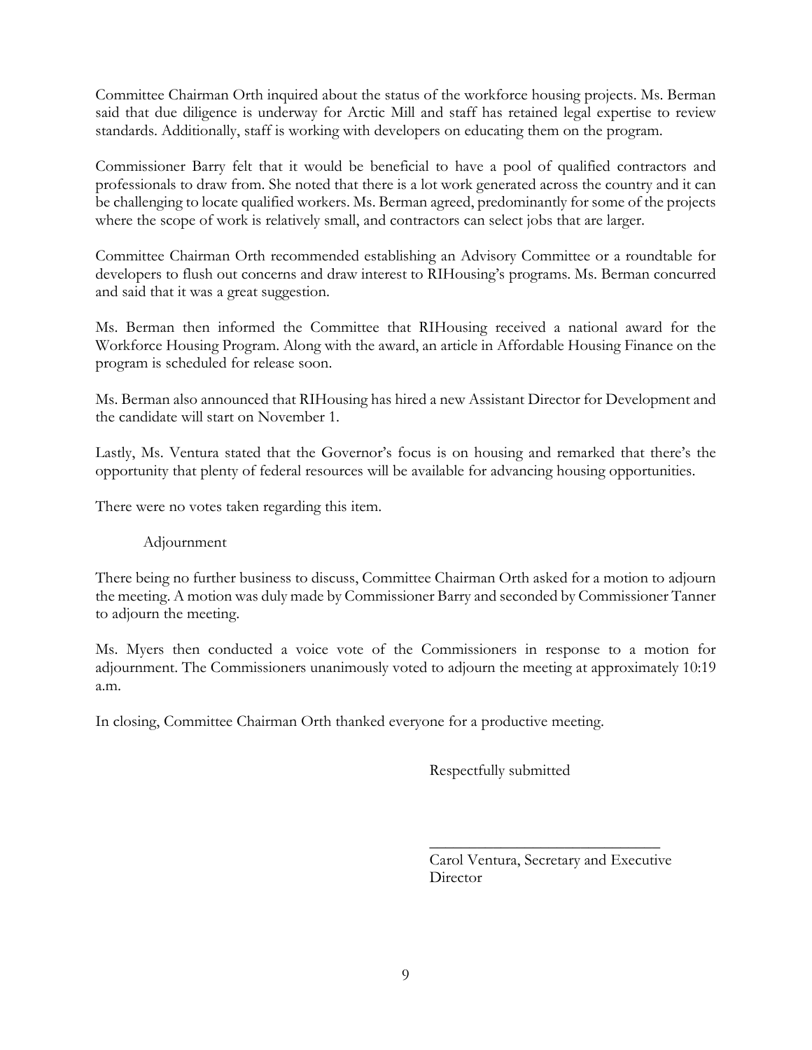Committee Chairman Orth inquired about the status of the workforce housing projects. Ms. Berman said that due diligence is underway for Arctic Mill and staff has retained legal expertise to review standards. Additionally, staff is working with developers on educating them on the program.

Commissioner Barry felt that it would be beneficial to have a pool of qualified contractors and professionals to draw from. She noted that there is a lot work generated across the country and it can be challenging to locate qualified workers. Ms. Berman agreed, predominantly for some of the projects where the scope of work is relatively small, and contractors can select jobs that are larger.

Committee Chairman Orth recommended establishing an Advisory Committee or a roundtable for developers to flush out concerns and draw interest to RIHousing's programs. Ms. Berman concurred and said that it was a great suggestion.

Ms. Berman then informed the Committee that RIHousing received a national award for the Workforce Housing Program. Along with the award, an article in Affordable Housing Finance on the program is scheduled for release soon.

Ms. Berman also announced that RIHousing has hired a new Assistant Director for Development and the candidate will start on November 1.

Lastly, Ms. Ventura stated that the Governor's focus is on housing and remarked that there's the opportunity that plenty of federal resources will be available for advancing housing opportunities.

There were no votes taken regarding this item.

Adjournment

There being no further business to discuss, Committee Chairman Orth asked for a motion to adjourn the meeting. A motion was duly made by Commissioner Barry and seconded by Commissioner Tanner to adjourn the meeting.

Ms. Myers then conducted a voice vote of the Commissioners in response to a motion for adjournment. The Commissioners unanimously voted to adjourn the meeting at approximately 10:19 a.m.

In closing, Committee Chairman Orth thanked everyone for a productive meeting.

Respectfully submitted

______________________________

Carol Ventura, Secretary and Executive Director